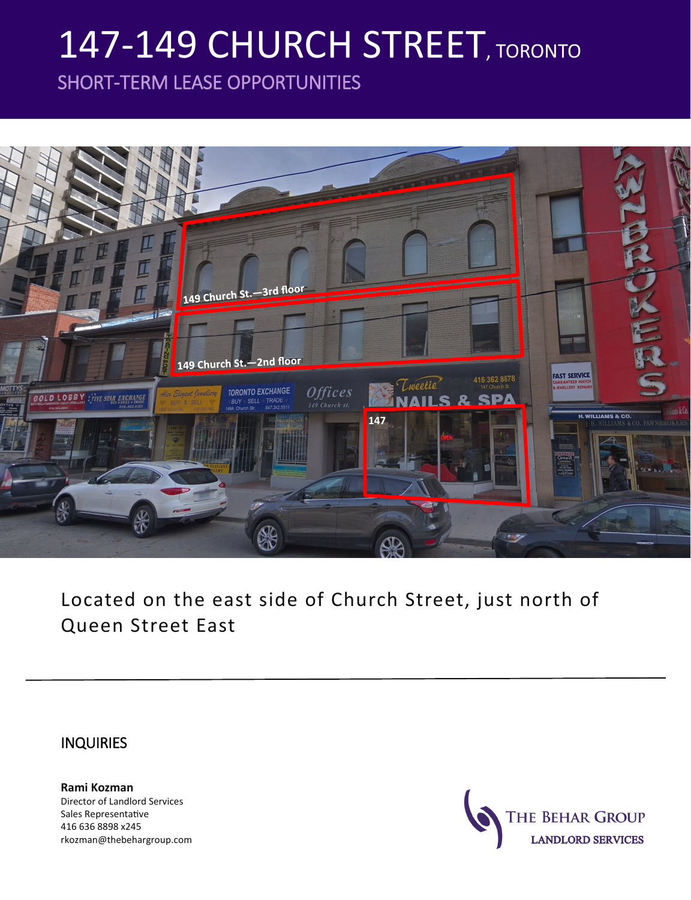# 147-149 CHURCH STREET, TORONTO

## SHORT-TERM LEASE OPPORTUNITIES

Located on the east side of Church Street, just north of Queen Street East

---

### INQUIRIES

**Rami Kozman**
Director of Landlord Services
Sales Representative
416 636 8898 x245
rkozman@thebehargroup.com

THE BEHAR GROUP
LANDLORD SERVICES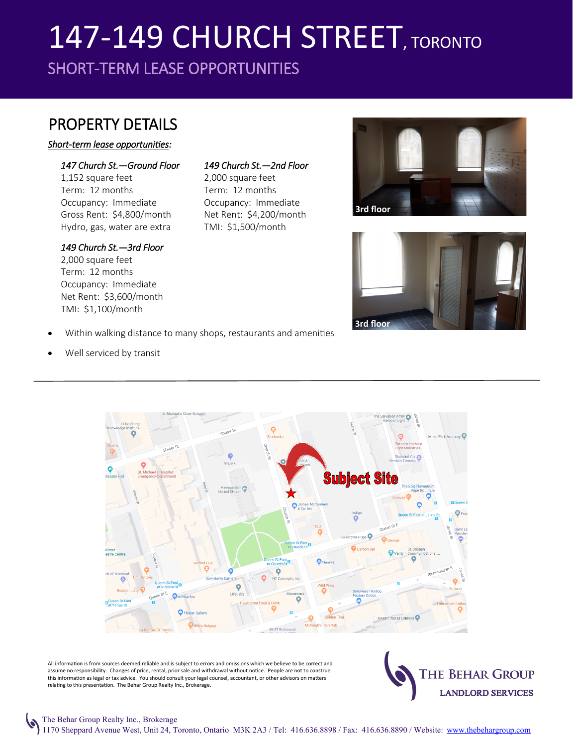# 147-149 CHURCH STREET, TORONTO

## SHORT-TERM LEASE OPPORTUNITIES

## PROPERTY DETAILS

*Short-term lease opportunities:*

*147 Church St.—Ground Floor*
1,152 square feet
Term: 12 months
Occupancy: Immediate
Gross Rent: $4,800/month
Hydro, gas, water are extra

*149 Church St.—2nd Floor*
2,000 square feet
Term: 12 months
Occupancy: Immediate
Net Rent: $4,200/month
TMI: $1,500/month

*149 Church St.—3rd Floor*
2,000 square feet
Term: 12 months
Occupancy: Immediate
Net Rent: $3,600/month
TMI: $1,100/month

3rd floor

3rd floor

- Within walking distance to many shops, restaurants and amenities
- Well serviced by transit

Subject Site

All information is from sources deemed reliable and is subject to errors and omissions which we believe to be correct and assume no responsibility. Changes of price, rental, prior sale and withdrawal without notice. People are not to construe this information as legal or tax advice. You should consult your legal counsel, accountant, or other advisors on matters relating to this presentation. The Behar Group Realty Inc., Brokerage.

THE BEHAR GROUP
LANDLORD SERVICES

The Behar Group Realty Inc., Brokerage
1170 Sheppard Avenue West, Unit 24, Toronto, Ontario M3K 2A3 / Tel: 416.636.8898 / Fax: 416.636.8890 / Website: www.thebehargroup.com